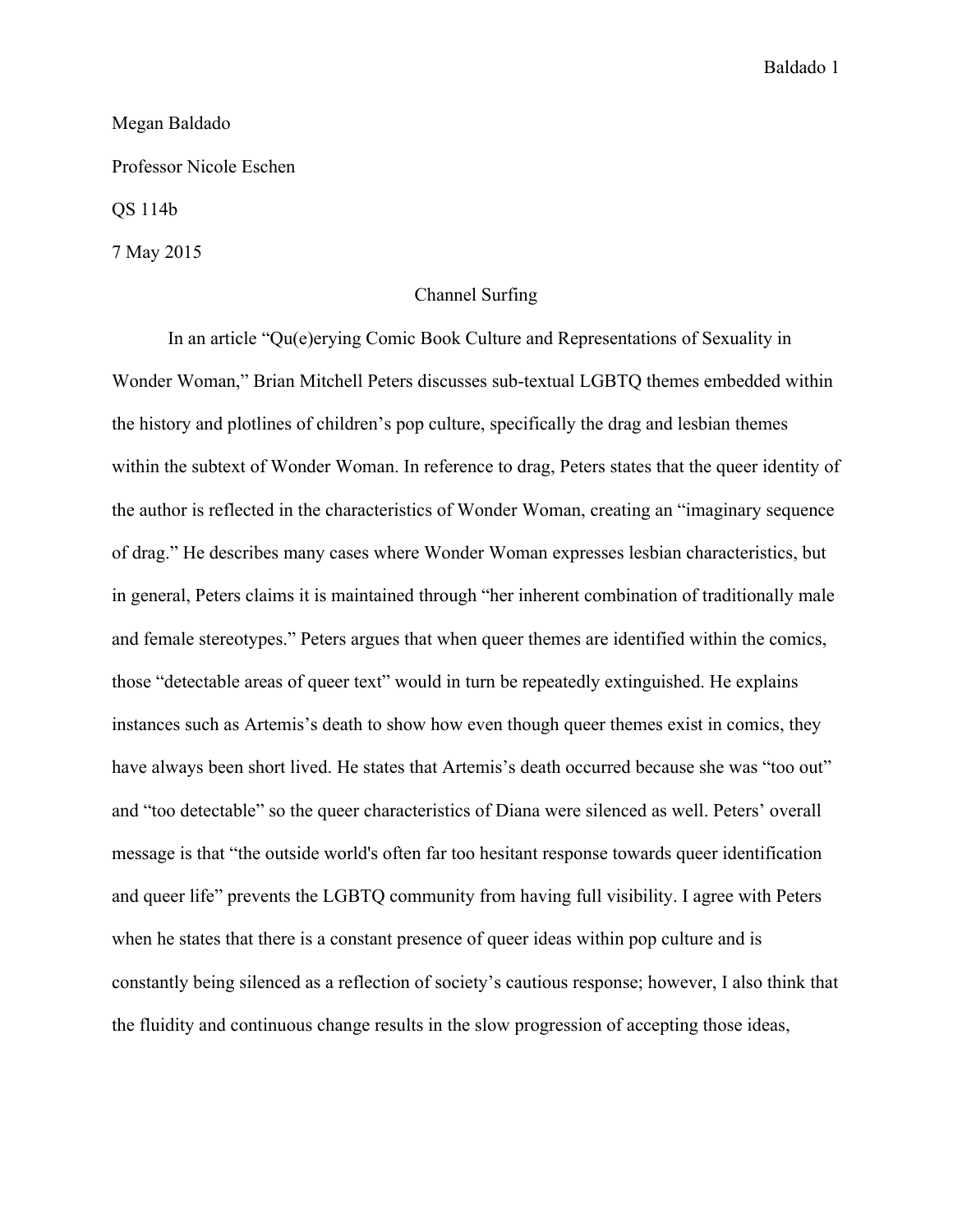Megan Baldado

Professor Nicole Eschen

QS 114b

7 May 2015

# Channel Surfing

In an article "Qu(e)erying Comic Book Culture and Representations of Sexuality in Wonder Woman," Brian Mitchell Peters discusses sub-textual LGBTQ themes embedded within the history and plotlines of children's pop culture, specifically the drag and lesbian themes within the subtext of Wonder Woman. In reference to drag, Peters states that the queer identity of the author is reflected in the characteristics of Wonder Woman, creating an "imaginary sequence of drag." He describes many cases where Wonder Woman expresses lesbian characteristics, but in general, Peters claims it is maintained through "her inherent combination of traditionally male and female stereotypes." Peters argues that when queer themes are identified within the comics, those "detectable areas of queer text" would in turn be repeatedly extinguished. He explains instances such as Artemis's death to show how even though queer themes exist in comics, they have always been short lived. He states that Artemis's death occurred because she was "too out" and "too detectable" so the queer characteristics of Diana were silenced as well. Peters' overall message is that "the outside world's often far too hesitant response towards queer identification and queer life" prevents the LGBTQ community from having full visibility. I agree with Peters when he states that there is a constant presence of queer ideas within pop culture and is constantly being silenced as a reflection of society's cautious response; however, I also think that the fluidity and continuous change results in the slow progression of accepting those ideas,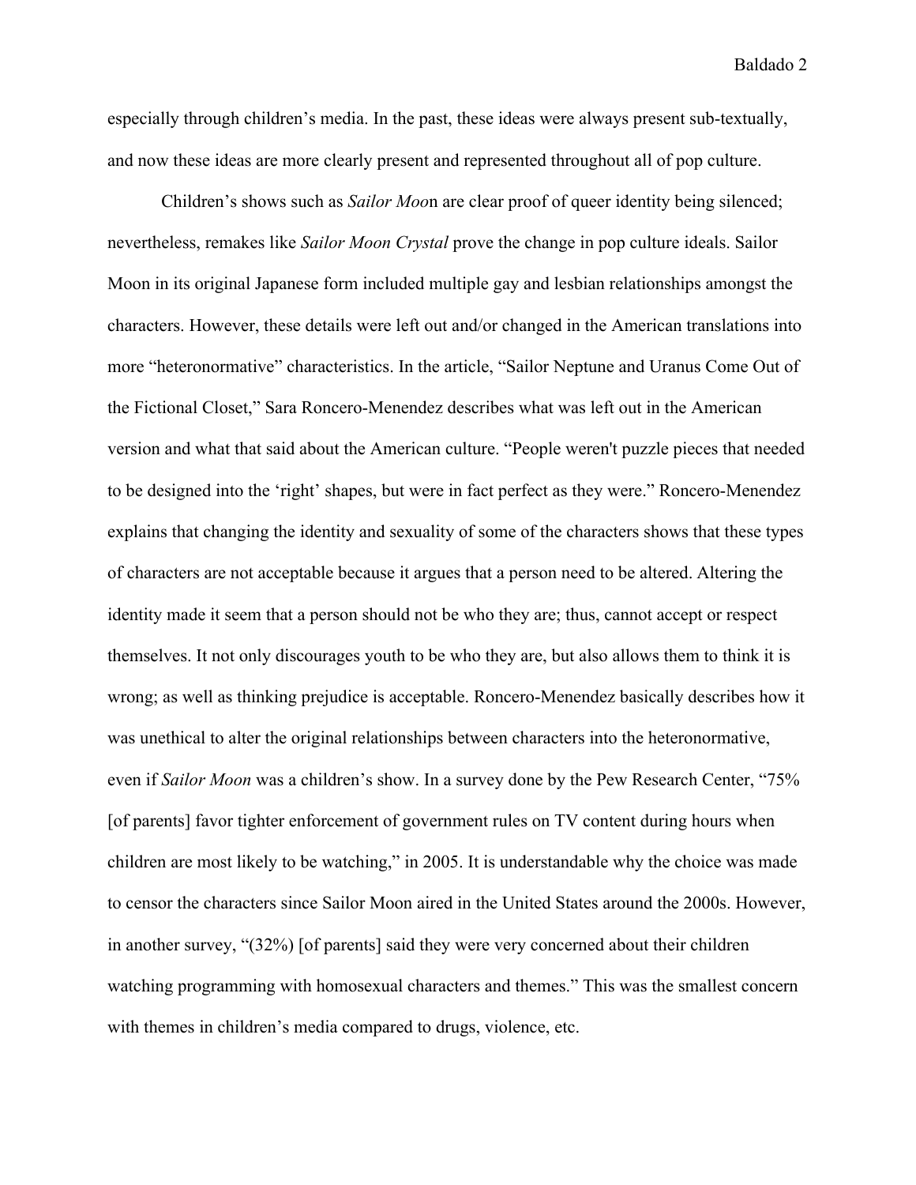especially through children's media. In the past, these ideas were always present sub-textually, and now these ideas are more clearly present and represented throughout all of pop culture.

Children's shows such as *Sailor Moo*n are clear proof of queer identity being silenced; nevertheless, remakes like *Sailor Moon Crystal* prove the change in pop culture ideals. Sailor Moon in its original Japanese form included multiple gay and lesbian relationships amongst the characters. However, these details were left out and/or changed in the American translations into more "heteronormative" characteristics. In the article, "Sailor Neptune and Uranus Come Out of the Fictional Closet," Sara Roncero-Menendez describes what was left out in the American version and what that said about the American culture. "People weren't puzzle pieces that needed to be designed into the 'right' shapes, but were in fact perfect as they were." Roncero-Menendez explains that changing the identity and sexuality of some of the characters shows that these types of characters are not acceptable because it argues that a person need to be altered. Altering the identity made it seem that a person should not be who they are; thus, cannot accept or respect themselves. It not only discourages youth to be who they are, but also allows them to think it is wrong; as well as thinking prejudice is acceptable. Roncero-Menendez basically describes how it was unethical to alter the original relationships between characters into the heteronormative, even if *Sailor Moon* was a children's show. In a survey done by the Pew Research Center, "75% [of parents] favor tighter enforcement of government rules on TV content during hours when children are most likely to be watching," in 2005. It is understandable why the choice was made to censor the characters since Sailor Moon aired in the United States around the 2000s. However, in another survey, "(32%) [of parents] said they were very concerned about their children watching programming with homosexual characters and themes." This was the smallest concern with themes in children's media compared to drugs, violence, etc.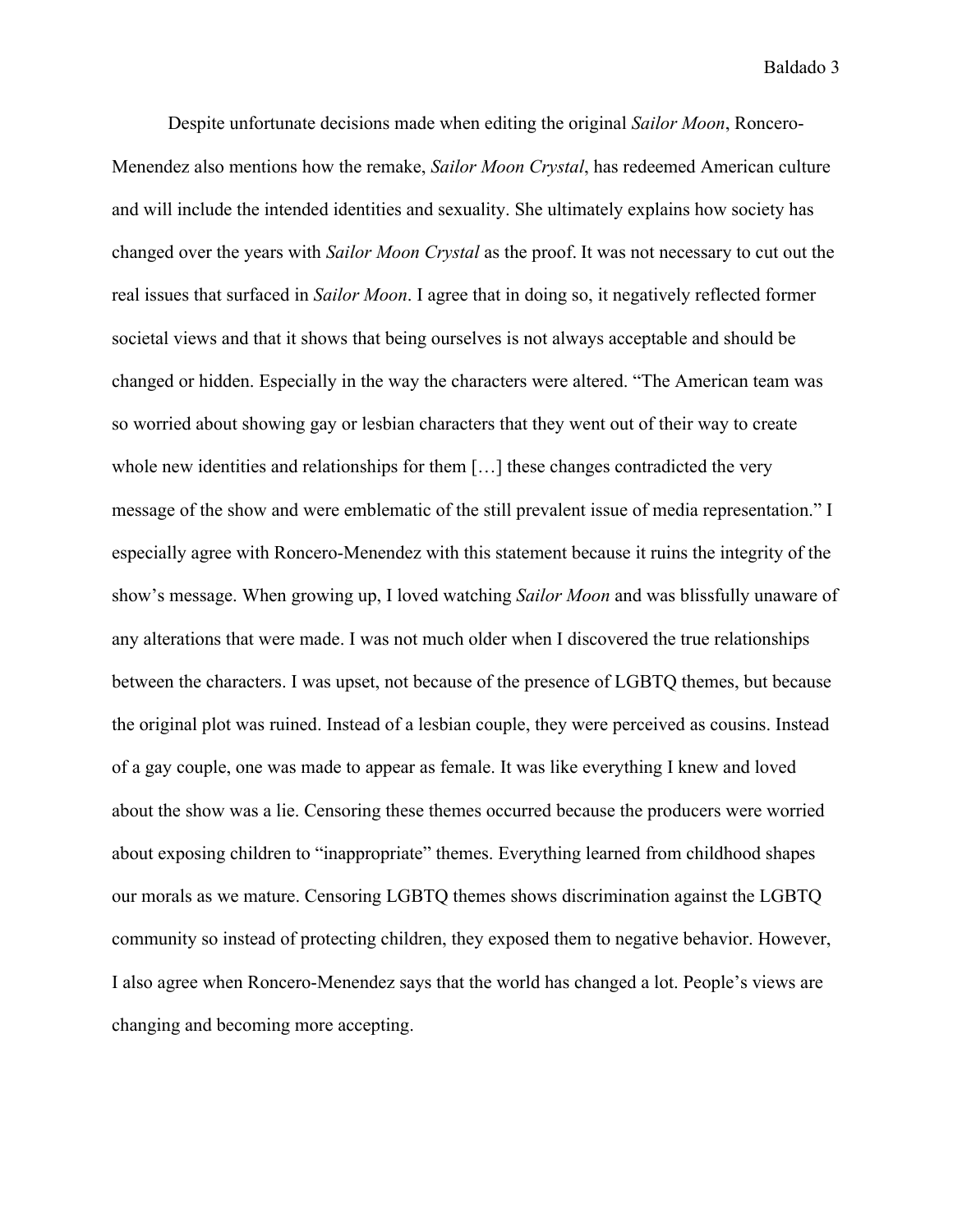Despite unfortunate decisions made when editing the original *Sailor Moon*, Roncero-Menendez also mentions how the remake, *Sailor Moon Crystal*, has redeemed American culture and will include the intended identities and sexuality. She ultimately explains how society has changed over the years with *Sailor Moon Crystal* as the proof. It was not necessary to cut out the real issues that surfaced in *Sailor Moon*. I agree that in doing so, it negatively reflected former societal views and that it shows that being ourselves is not always acceptable and should be changed or hidden. Especially in the way the characters were altered. "The American team was so worried about showing gay or lesbian characters that they went out of their way to create whole new identities and relationships for them […] these changes contradicted the very message of the show and were emblematic of the still prevalent issue of media representation." I especially agree with Roncero-Menendez with this statement because it ruins the integrity of the show's message. When growing up, I loved watching *Sailor Moon* and was blissfully unaware of any alterations that were made. I was not much older when I discovered the true relationships between the characters. I was upset, not because of the presence of LGBTQ themes, but because the original plot was ruined. Instead of a lesbian couple, they were perceived as cousins. Instead of a gay couple, one was made to appear as female. It was like everything I knew and loved about the show was a lie. Censoring these themes occurred because the producers were worried about exposing children to "inappropriate" themes. Everything learned from childhood shapes our morals as we mature. Censoring LGBTQ themes shows discrimination against the LGBTQ community so instead of protecting children, they exposed them to negative behavior. However, I also agree when Roncero-Menendez says that the world has changed a lot. People's views are changing and becoming more accepting.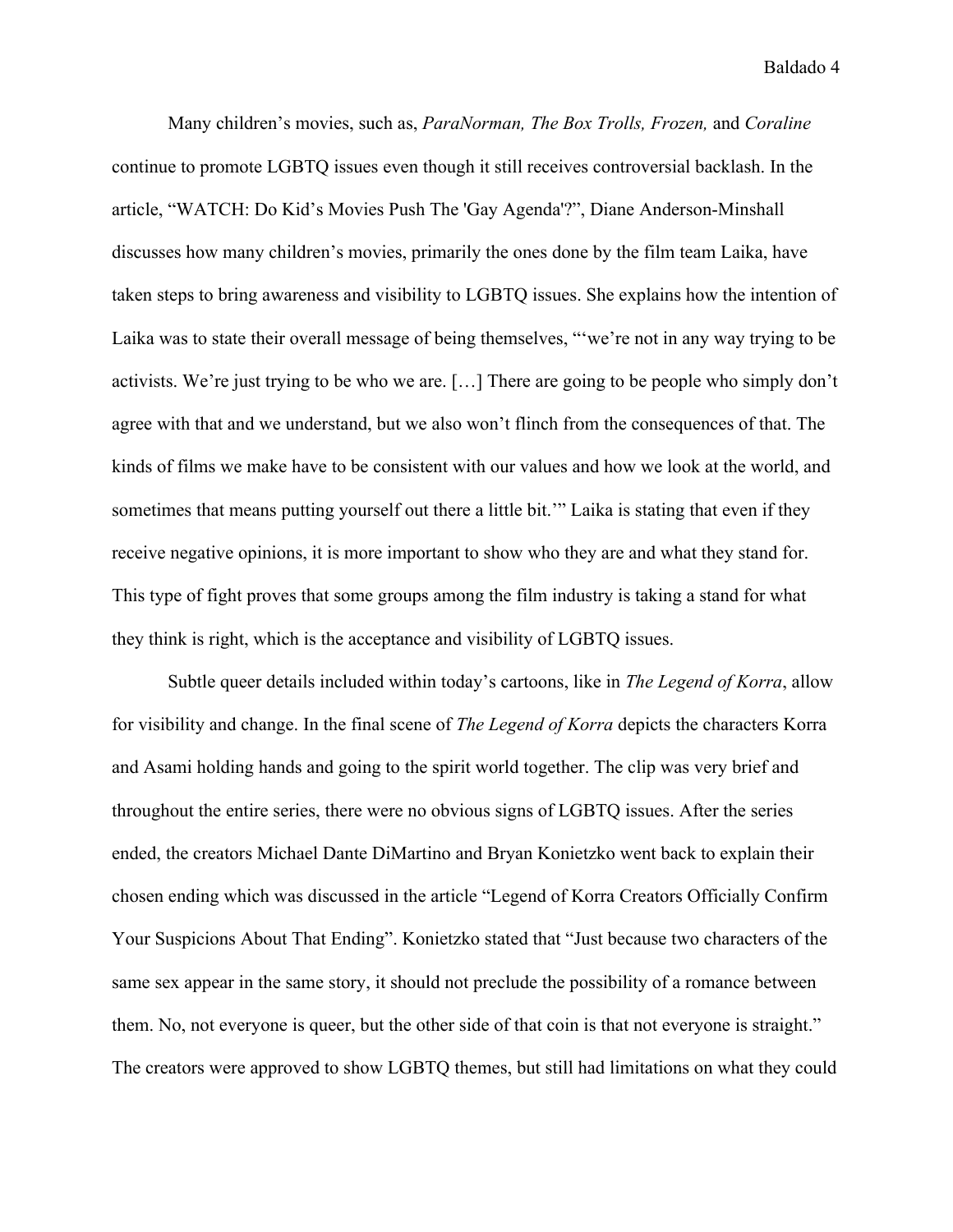Many children's movies, such as, *ParaNorman, The Box Trolls, Frozen,* and *Coraline* continue to promote LGBTQ issues even though it still receives controversial backlash. In the article, "WATCH: Do Kid's Movies Push The 'Gay Agenda'?", Diane Anderson-Minshall discusses how many children's movies, primarily the ones done by the film team Laika, have taken steps to bring awareness and visibility to LGBTQ issues. She explains how the intention of Laika was to state their overall message of being themselves, "'we're not in any way trying to be activists. We're just trying to be who we are. […] There are going to be people who simply don't agree with that and we understand, but we also won't flinch from the consequences of that. The kinds of films we make have to be consistent with our values and how we look at the world, and sometimes that means putting yourself out there a little bit.'" Laika is stating that even if they receive negative opinions, it is more important to show who they are and what they stand for. This type of fight proves that some groups among the film industry is taking a stand for what they think is right, which is the acceptance and visibility of LGBTQ issues.

Subtle queer details included within today's cartoons, like in *The Legend of Korra*, allow for visibility and change. In the final scene of *The Legend of Korra* depicts the characters Korra and Asami holding hands and going to the spirit world together. The clip was very brief and throughout the entire series, there were no obvious signs of LGBTQ issues. After the series ended, the creators Michael Dante DiMartino and Bryan Konietzko went back to explain their chosen ending which was discussed in the article "Legend of Korra Creators Officially Confirm Your Suspicions About That Ending". Konietzko stated that "Just because two characters of the same sex appear in the same story, it should not preclude the possibility of a romance between them. No, not everyone is queer, but the other side of that coin is that not everyone is straight." The creators were approved to show LGBTQ themes, but still had limitations on what they could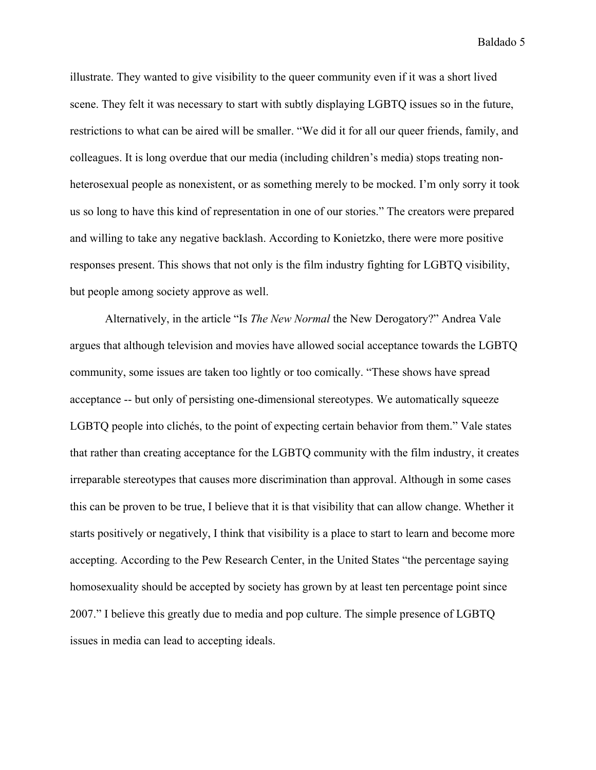illustrate. They wanted to give visibility to the queer community even if it was a short lived scene. They felt it was necessary to start with subtly displaying LGBTQ issues so in the future, restrictions to what can be aired will be smaller. “We did it for all our queer friends, family, and colleagues. It is long overdue that our media (including children’s media) stops treating non-heterosexual people as nonexistent, or as something merely to be mocked. I’m only sorry it took us so long to have this kind of representation in one of our stories.” The creators were prepared and willing to take any negative backlash. According to Konietzko, there were more positive responses present. This shows that not only is the film industry fighting for LGBTQ visibility, but people among society approve as well.

Alternatively, in the article “Is *The New Normal* the New Derogatory?” Andrea Vale argues that although television and movies have allowed social acceptance towards the LGBTQ community, some issues are taken too lightly or too comically. “These shows have spread acceptance -- but only of persisting one-dimensional stereotypes. We automatically squeeze LGBTQ people into clichés, to the point of expecting certain behavior from them.” Vale states that rather than creating acceptance for the LGBTQ community with the film industry, it creates irreparable stereotypes that causes more discrimination than approval. Although in some cases this can be proven to be true, I believe that it is that visibility that can allow change. Whether it starts positively or negatively, I think that visibility is a place to start to learn and become more accepting. According to the Pew Research Center, in the United States “the percentage saying homosexuality should be accepted by society has grown by at least ten percentage point since 2007.” I believe this greatly due to media and pop culture. The simple presence of LGBTQ issues in media can lead to accepting ideals.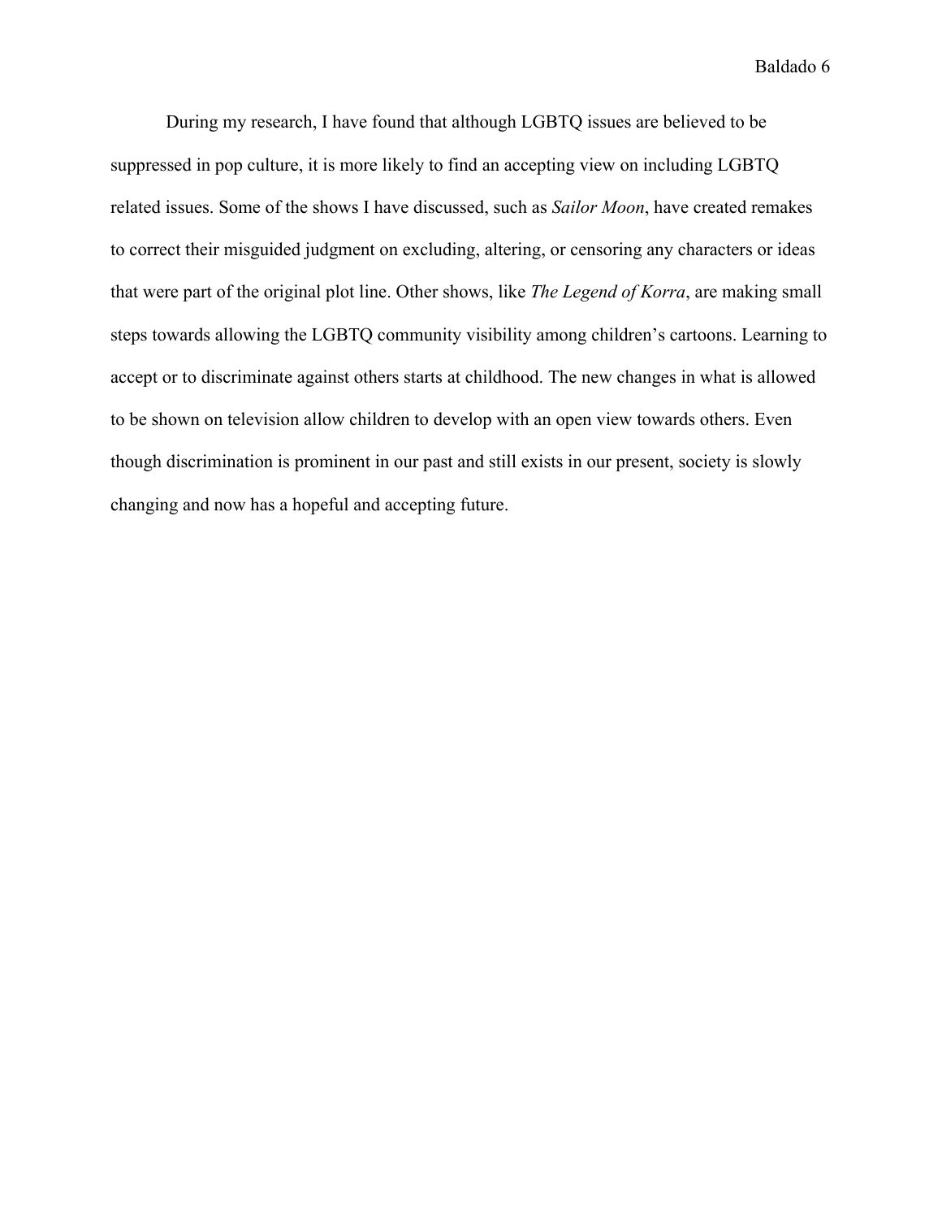During my research, I have found that although LGBTQ issues are believed to be suppressed in pop culture, it is more likely to find an accepting view on including LGBTQ related issues. Some of the shows I have discussed, such as *Sailor Moon*, have created remakes to correct their misguided judgment on excluding, altering, or censoring any characters or ideas that were part of the original plot line. Other shows, like *The Legend of Korra*, are making small steps towards allowing the LGBTQ community visibility among children's cartoons. Learning to accept or to discriminate against others starts at childhood. The new changes in what is allowed to be shown on television allow children to develop with an open view towards others. Even though discrimination is prominent in our past and still exists in our present, society is slowly changing and now has a hopeful and accepting future.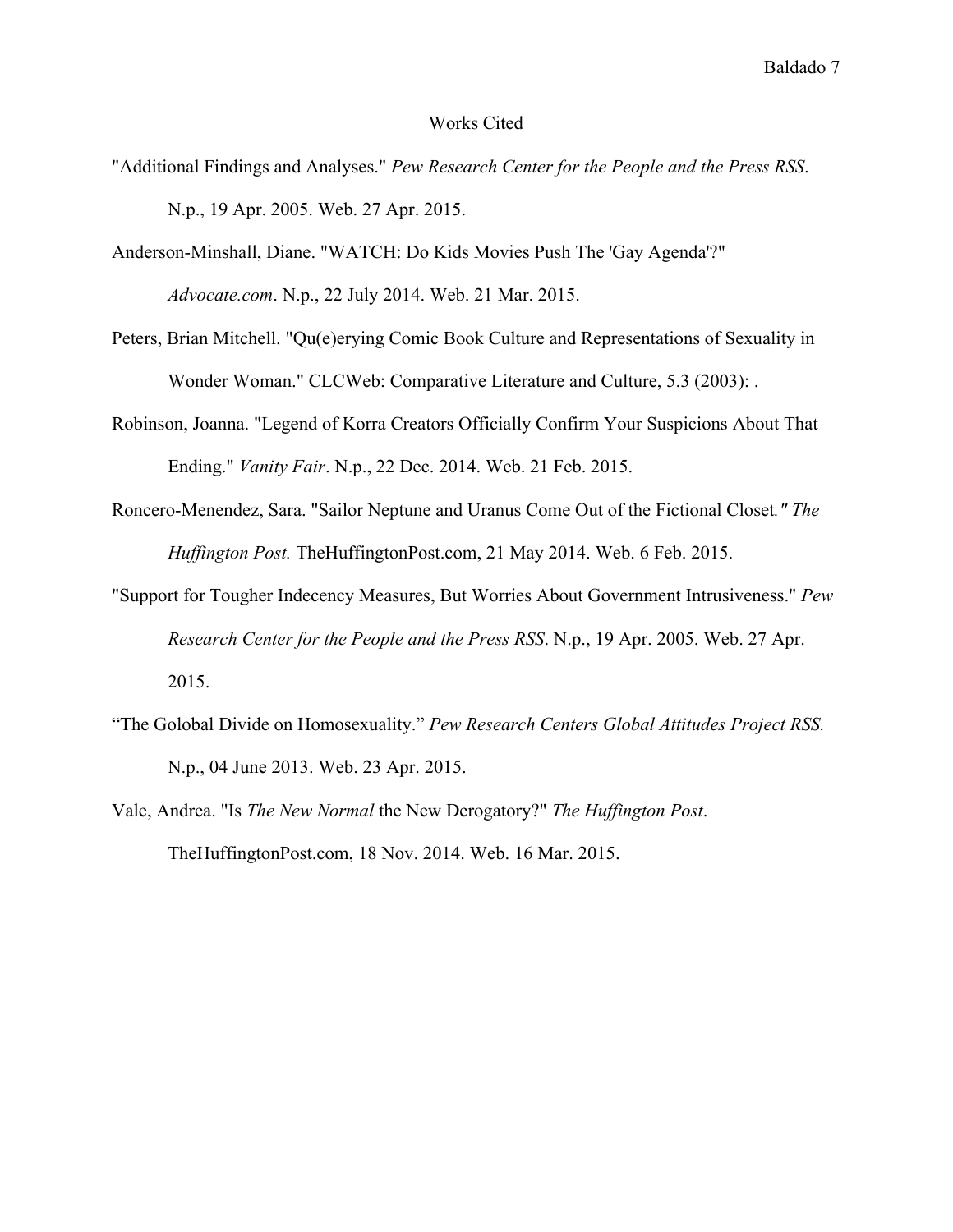# Works Cited

"Additional Findings and Analyses." *Pew Research Center for the People and the Press RSS*. N.p., 19 Apr. 2005. Web. 27 Apr. 2015.

Anderson-Minshall, Diane. "WATCH: Do Kids Movies Push The 'Gay Agenda'?" *Advocate.com*. N.p., 22 July 2014. Web. 21 Mar. 2015.

Peters, Brian Mitchell. "Qu(e)erying Comic Book Culture and Representations of Sexuality in Wonder Woman." CLCWeb: Comparative Literature and Culture, 5.3 (2003): .

Robinson, Joanna. "Legend of Korra Creators Officially Confirm Your Suspicions About That Ending." *Vanity Fair*. N.p., 22 Dec. 2014. Web. 21 Feb. 2015.

Roncero-Menendez, Sara. "Sailor Neptune and Uranus Come Out of the Fictional Closet*." The Huffington Post.* TheHuffingtonPost.com, 21 May 2014. Web. 6 Feb. 2015.

"Support for Tougher Indecency Measures, But Worries About Government Intrusiveness." *Pew Research Center for the People and the Press RSS*. N.p., 19 Apr. 2005. Web. 27 Apr. 2015.

"The Golobal Divide on Homosexuality." *Pew Research Centers Global Attitudes Project RSS.* N.p., 04 June 2013. Web. 23 Apr. 2015.

Vale, Andrea. "Is *The New Normal* the New Derogatory?" *The Huffington Post*. TheHuffingtonPost.com, 18 Nov. 2014. Web. 16 Mar. 2015.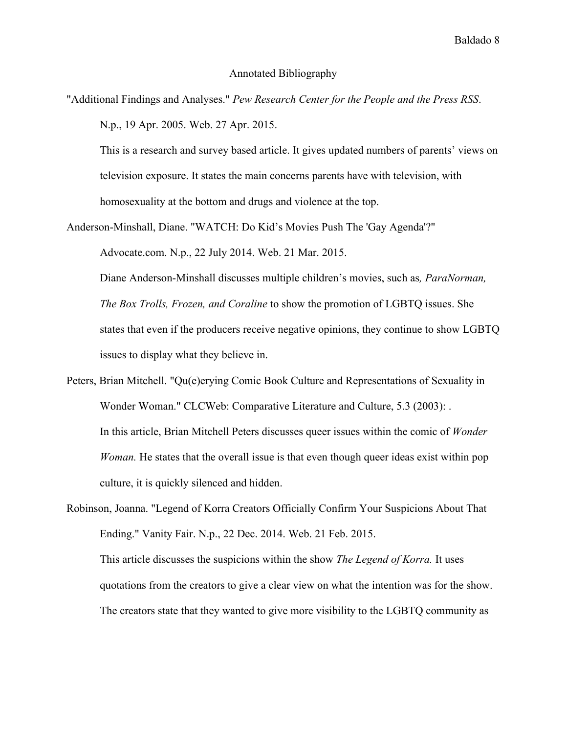# Annotated Bibliography

"Additional Findings and Analyses." *Pew Research Center for the People and the Press RSS*. N.p., 19 Apr. 2005. Web. 27 Apr. 2015.

This is a research and survey based article. It gives updated numbers of parents' views on television exposure. It states the main concerns parents have with television, with homosexuality at the bottom and drugs and violence at the top.

Anderson-Minshall, Diane. "WATCH: Do Kid's Movies Push The 'Gay Agenda'?" Advocate.com. N.p., 22 July 2014. Web. 21 Mar. 2015.

Diane Anderson-Minshall discusses multiple children's movies, such as*, ParaNorman, The Box Trolls, Frozen, and Coraline* to show the promotion of LGBTQ issues. She states that even if the producers receive negative opinions, they continue to show LGBTQ issues to display what they believe in.

Peters, Brian Mitchell. "Qu(e)erying Comic Book Culture and Representations of Sexuality in Wonder Woman." CLCWeb: Comparative Literature and Culture, 5.3 (2003): .

In this article, Brian Mitchell Peters discusses queer issues within the comic of *Wonder Woman.* He states that the overall issue is that even though queer ideas exist within pop culture, it is quickly silenced and hidden.

Robinson, Joanna. "Legend of Korra Creators Officially Confirm Your Suspicions About That Ending." Vanity Fair. N.p., 22 Dec. 2014. Web. 21 Feb. 2015.

This article discusses the suspicions within the show *The Legend of Korra.* It uses quotations from the creators to give a clear view on what the intention was for the show. The creators state that they wanted to give more visibility to the LGBTQ community as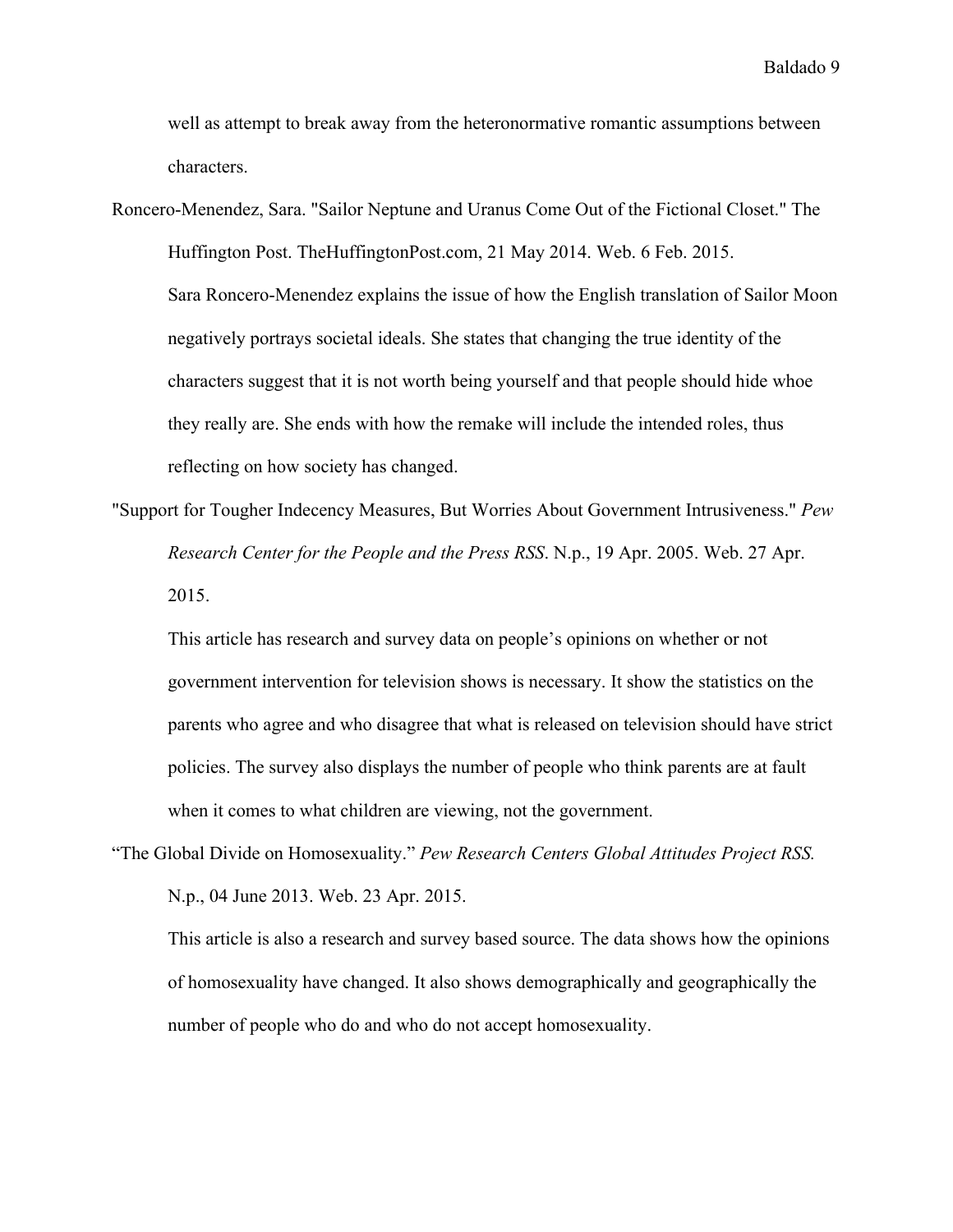well as attempt to break away from the heteronormative romantic assumptions between characters.

Roncero-Menendez, Sara. "Sailor Neptune and Uranus Come Out of the Fictional Closet." The Huffington Post. TheHuffingtonPost.com, 21 May 2014. Web. 6 Feb. 2015.

Sara Roncero-Menendez explains the issue of how the English translation of Sailor Moon negatively portrays societal ideals. She states that changing the true identity of the characters suggest that it is not worth being yourself and that people should hide whoe they really are. She ends with how the remake will include the intended roles, thus reflecting on how society has changed.

"Support for Tougher Indecency Measures, But Worries About Government Intrusiveness." *Pew Research Center for the People and the Press RSS*. N.p., 19 Apr. 2005. Web. 27 Apr. 2015.

This article has research and survey data on people's opinions on whether or not government intervention for television shows is necessary. It show the statistics on the parents who agree and who disagree that what is released on television should have strict policies. The survey also displays the number of people who think parents are at fault when it comes to what children are viewing, not the government.

"The Global Divide on Homosexuality." *Pew Research Centers Global Attitudes Project RSS.* N.p., 04 June 2013. Web. 23 Apr. 2015.

This article is also a research and survey based source. The data shows how the opinions of homosexuality have changed. It also shows demographically and geographically the number of people who do and who do not accept homosexuality.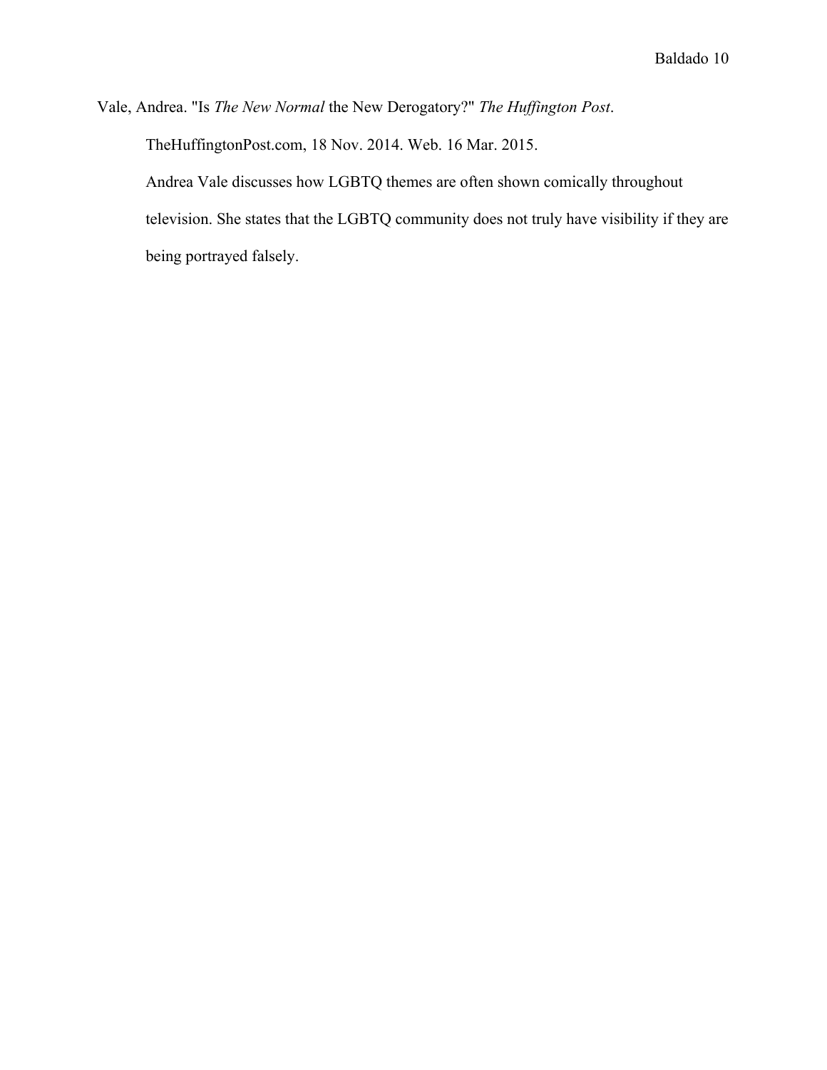Vale, Andrea. "Is *The New Normal* the New Derogatory?" *The Huffington Post*. TheHuffingtonPost.com, 18 Nov. 2014. Web. 16 Mar. 2015.

Andrea Vale discusses how LGBTQ themes are often shown comically throughout television. She states that the LGBTQ community does not truly have visibility if they are being portrayed falsely.